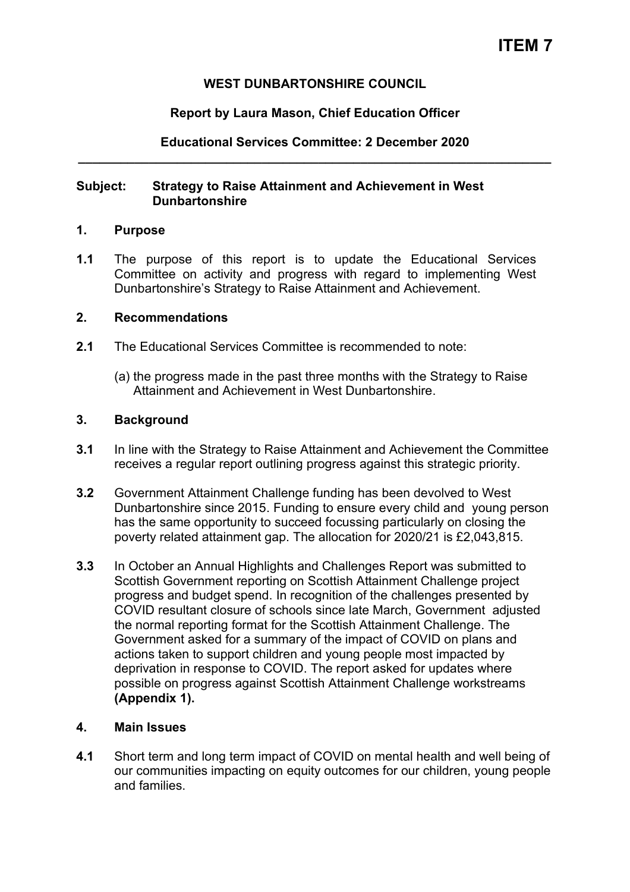**ITEM 7**

**WEST DUNBARTONSHIRE COUNCIL**

**Report by Laura Mason, Chief Education Officer**

**Educational Services Committee: 2 December 2020**

---

**Subject: Strategy to Raise Attainment and Achievement in West Dunbartonshire**

## 1. Purpose

**1.1** The purpose of this report is to update the Educational Services Committee on activity and progress with regard to implementing West Dunbartonshire's Strategy to Raise Attainment and Achievement.

## 2. Recommendations

**2.1** The Educational Services Committee is recommended to note:

(a) the progress made in the past three months with the Strategy to Raise Attainment and Achievement in West Dunbartonshire.

## 3. Background

**3.1** In line with the Strategy to Raise Attainment and Achievement the Committee receives a regular report outlining progress against this strategic priority.

**3.2** Government Attainment Challenge funding has been devolved to West Dunbartonshire since 2015. Funding to ensure every child and young person has the same opportunity to succeed focussing particularly on closing the poverty related attainment gap. The allocation for 2020/21 is £2,043,815.

**3.3** In October an Annual Highlights and Challenges Report was submitted to Scottish Government reporting on Scottish Attainment Challenge project progress and budget spend. In recognition of the challenges presented by COVID resultant closure of schools since late March, Government adjusted the normal reporting format for the Scottish Attainment Challenge. The Government asked for a summary of the impact of COVID on plans and actions taken to support children and young people most impacted by deprivation in response to COVID. The report asked for updates where possible on progress against Scottish Attainment Challenge workstreams **(Appendix 1).**

## 4. Main Issues

**4.1** Short term and long term impact of COVID on mental health and well being of our communities impacting on equity outcomes for our children, young people and families.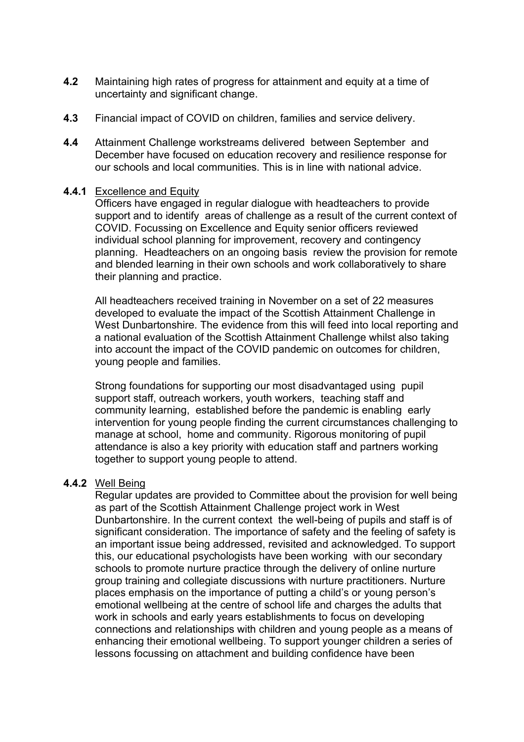**4.2** Maintaining high rates of progress for attainment and equity at a time of uncertainty and significant change.

**4.3** Financial impact of COVID on children, families and service delivery.

**4.4** Attainment Challenge workstreams delivered between September and December have focused on education recovery and resilience response for our schools and local communities. This is in line with national advice.

**4.4.1** <u>Excellence and Equity</u>

Officers have engaged in regular dialogue with headteachers to provide support and to identify areas of challenge as a result of the current context of COVID. Focussing on Excellence and Equity senior officers reviewed individual school planning for improvement, recovery and contingency planning. Headteachers on an ongoing basis review the provision for remote and blended learning in their own schools and work collaboratively to share their planning and practice.

All headteachers received training in November on a set of 22 measures developed to evaluate the impact of the Scottish Attainment Challenge in West Dunbartonshire. The evidence from this will feed into local reporting and a national evaluation of the Scottish Attainment Challenge whilst also taking into account the impact of the COVID pandemic on outcomes for children, young people and families.

Strong foundations for supporting our most disadvantaged using pupil support staff, outreach workers, youth workers, teaching staff and community learning, established before the pandemic is enabling early intervention for young people finding the current circumstances challenging to manage at school, home and community. Rigorous monitoring of pupil attendance is also a key priority with education staff and partners working together to support young people to attend.

**4.4.2** <u>Well Being</u>

Regular updates are provided to Committee about the provision for well being as part of the Scottish Attainment Challenge project work in West Dunbartonshire. In the current context the well-being of pupils and staff is of significant consideration. The importance of safety and the feeling of safety is an important issue being addressed, revisited and acknowledged. To support this, our educational psychologists have been working with our secondary schools to promote nurture practice through the delivery of online nurture group training and collegiate discussions with nurture practitioners. Nurture places emphasis on the importance of putting a child's or young person's emotional wellbeing at the centre of school life and charges the adults that work in schools and early years establishments to focus on developing connections and relationships with children and young people as a means of enhancing their emotional wellbeing. To support younger children a series of lessons focussing on attachment and building confidence have been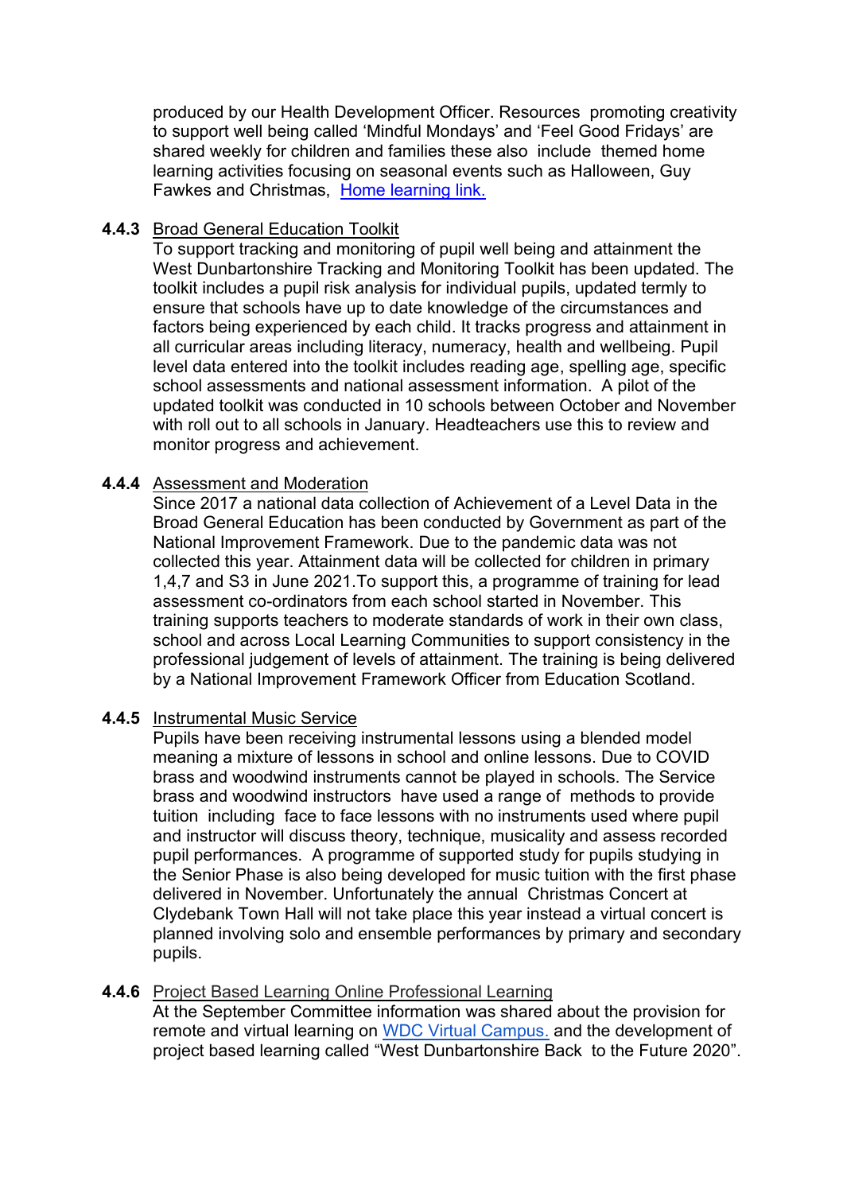produced by our Health Development Officer. Resources promoting creativity to support well being called 'Mindful Mondays' and 'Feel Good Fridays' are shared weekly for children and families these also include themed home learning activities focusing on seasonal events such as Halloween, Guy Fawkes and Christmas, [Home learning link.]

**4.4.3** Broad General Education Toolkit

To support tracking and monitoring of pupil well being and attainment the West Dunbartonshire Tracking and Monitoring Toolkit has been updated. The toolkit includes a pupil risk analysis for individual pupils, updated termly to ensure that schools have up to date knowledge of the circumstances and factors being experienced by each child. It tracks progress and attainment in all curricular areas including literacy, numeracy, health and wellbeing. Pupil level data entered into the toolkit includes reading age, spelling age, specific school assessments and national assessment information. A pilot of the updated toolkit was conducted in 10 schools between October and November with roll out to all schools in January. Headteachers use this to review and monitor progress and achievement.

**4.4.4** Assessment and Moderation

Since 2017 a national data collection of Achievement of a Level Data in the Broad General Education has been conducted by Government as part of the National Improvement Framework. Due to the pandemic data was not collected this year. Attainment data will be collected for children in primary 1,4,7 and S3 in June 2021.To support this, a programme of training for lead assessment co-ordinators from each school started in November. This training supports teachers to moderate standards of work in their own class, school and across Local Learning Communities to support consistency in the professional judgement of levels of attainment. The training is being delivered by a National Improvement Framework Officer from Education Scotland.

**4.4.5** Instrumental Music Service

Pupils have been receiving instrumental lessons using a blended model meaning a mixture of lessons in school and online lessons. Due to COVID brass and woodwind instruments cannot be played in schools. The Service brass and woodwind instructors have used a range of methods to provide tuition including face to face lessons with no instruments used where pupil and instructor will discuss theory, technique, musicality and assess recorded pupil performances. A programme of supported study for pupils studying in the Senior Phase is also being developed for music tuition with the first phase delivered in November. Unfortunately the annual Christmas Concert at Clydebank Town Hall will not take place this year instead a virtual concert is planned involving solo and ensemble performances by primary and secondary pupils.

**4.4.6** Project Based Learning Online Professional Learning

At the September Committee information was shared about the provision for remote and virtual learning on [WDC Virtual Campus.] and the development of project based learning called "West Dunbartonshire Back to the Future 2020".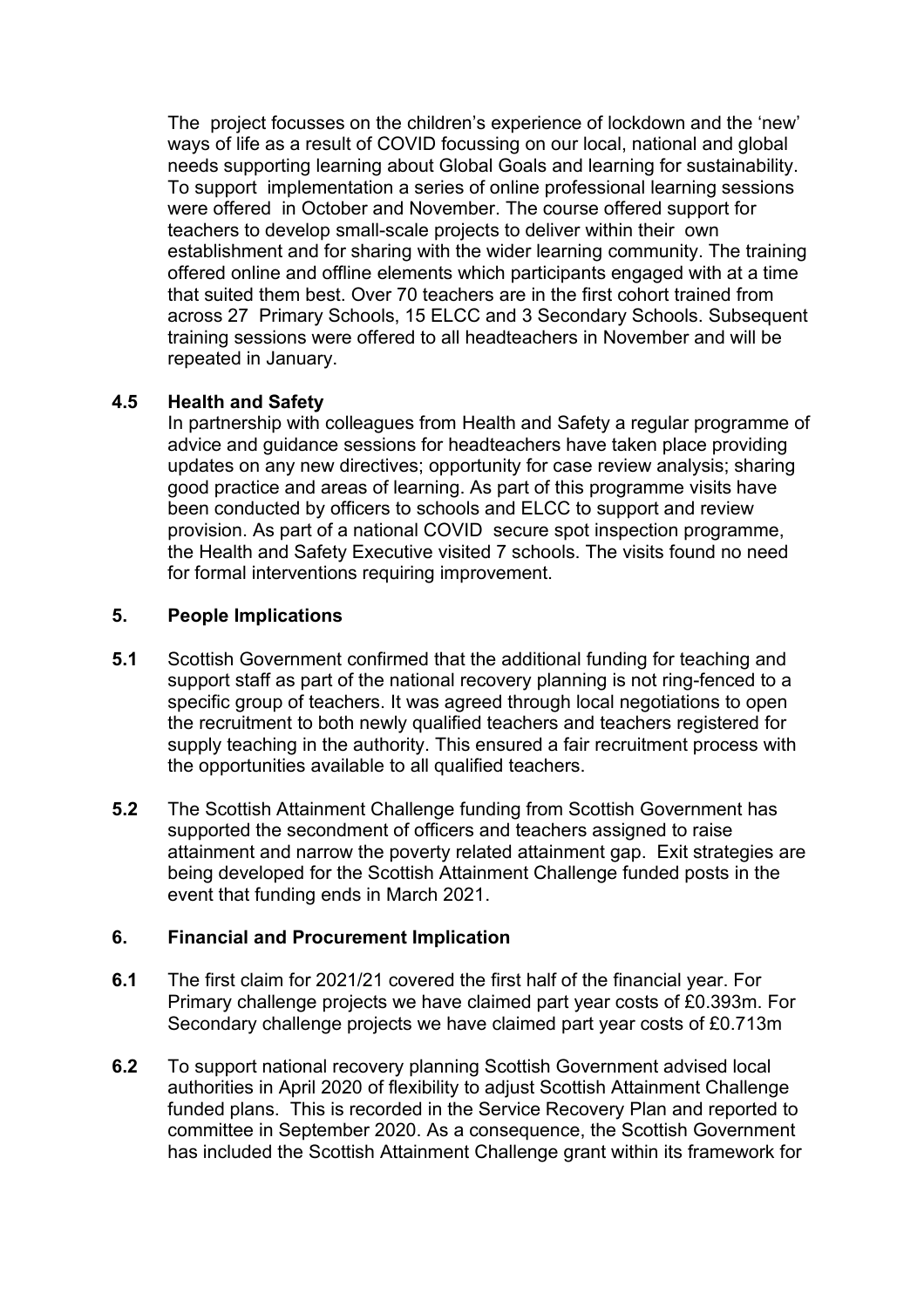The project focusses on the children's experience of lockdown and the 'new' ways of life as a result of COVID focussing on our local, national and global needs supporting learning about Global Goals and learning for sustainability. To support implementation a series of online professional learning sessions were offered in October and November. The course offered support for teachers to develop small-scale projects to deliver within their own establishment and for sharing with the wider learning community. The training offered online and offline elements which participants engaged with at a time that suited them best. Over 70 teachers are in the first cohort trained from across 27 Primary Schools, 15 ELCC and 3 Secondary Schools. Subsequent training sessions were offered to all headteachers in November and will be repeated in January.

### 4.5 Health and Safety

In partnership with colleagues from Health and Safety a regular programme of advice and guidance sessions for headteachers have taken place providing updates on any new directives; opportunity for case review analysis; sharing good practice and areas of learning. As part of this programme visits have been conducted by officers to schools and ELCC to support and review provision. As part of a national COVID secure spot inspection programme, the Health and Safety Executive visited 7 schools. The visits found no need for formal interventions requiring improvement.

## 5. People Implications

**5.1** Scottish Government confirmed that the additional funding for teaching and support staff as part of the national recovery planning is not ring-fenced to a specific group of teachers. It was agreed through local negotiations to open the recruitment to both newly qualified teachers and teachers registered for supply teaching in the authority. This ensured a fair recruitment process with the opportunities available to all qualified teachers.

**5.2** The Scottish Attainment Challenge funding from Scottish Government has supported the secondment of officers and teachers assigned to raise attainment and narrow the poverty related attainment gap. Exit strategies are being developed for the Scottish Attainment Challenge funded posts in the event that funding ends in March 2021.

## 6. Financial and Procurement Implication

**6.1** The first claim for 2021/21 covered the first half of the financial year. For Primary challenge projects we have claimed part year costs of £0.393m. For Secondary challenge projects we have claimed part year costs of £0.713m

**6.2** To support national recovery planning Scottish Government advised local authorities in April 2020 of flexibility to adjust Scottish Attainment Challenge funded plans. This is recorded in the Service Recovery Plan and reported to committee in September 2020. As a consequence, the Scottish Government has included the Scottish Attainment Challenge grant within its framework for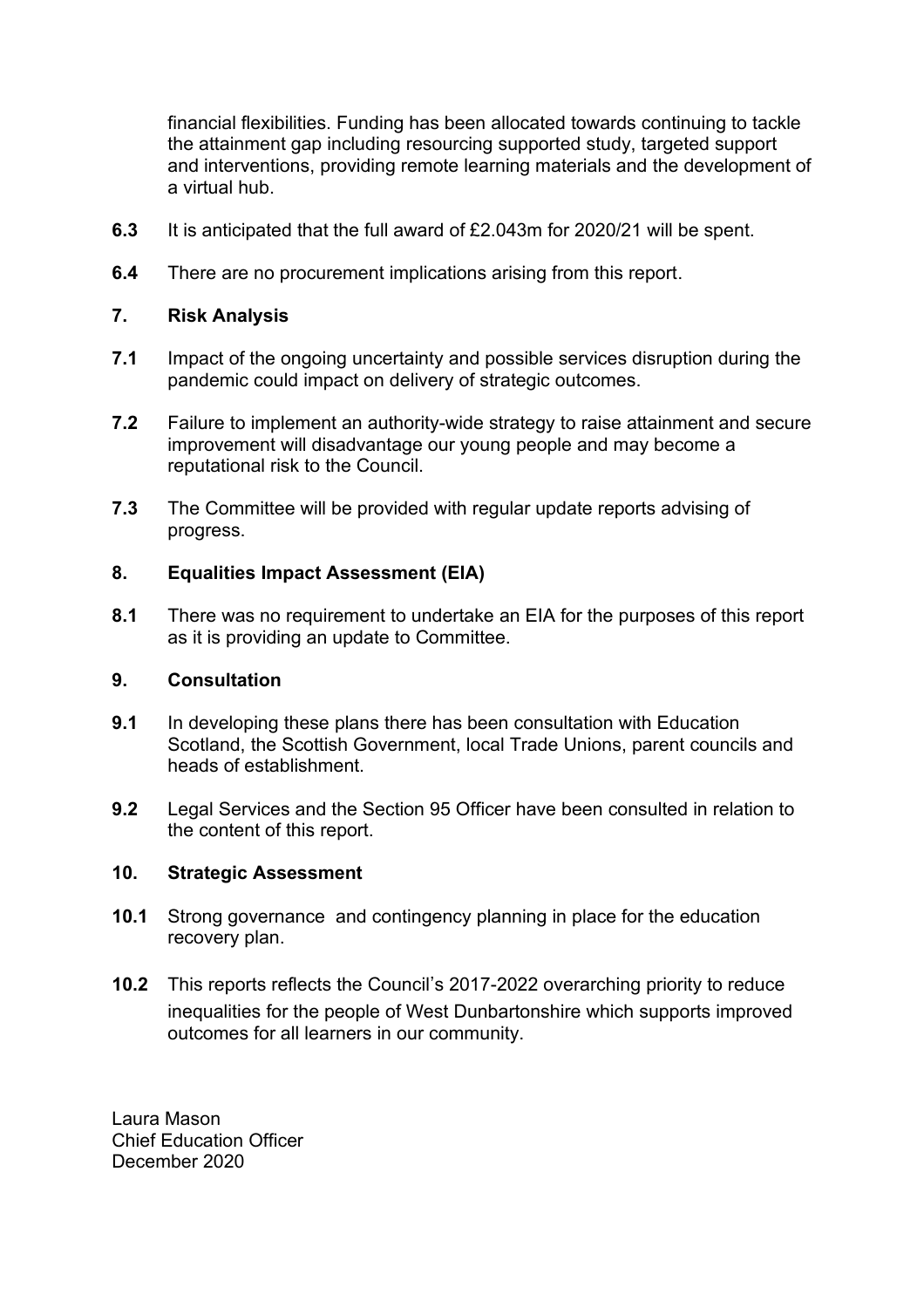financial flexibilities. Funding has been allocated towards continuing to tackle the attainment gap including resourcing supported study, targeted support and interventions, providing remote learning materials and the development of a virtual hub.

**6.3** It is anticipated that the full award of £2.043m for 2020/21 will be spent.

**6.4** There are no procurement implications arising from this report.

## 7. Risk Analysis

**7.1** Impact of the ongoing uncertainty and possible services disruption during the pandemic could impact on delivery of strategic outcomes.

**7.2** Failure to implement an authority-wide strategy to raise attainment and secure improvement will disadvantage our young people and may become a reputational risk to the Council.

**7.3** The Committee will be provided with regular update reports advising of progress.

## 8. Equalities Impact Assessment (EIA)

**8.1** There was no requirement to undertake an EIA for the purposes of this report as it is providing an update to Committee.

## 9. Consultation

**9.1** In developing these plans there has been consultation with Education Scotland, the Scottish Government, local Trade Unions, parent councils and heads of establishment.

**9.2** Legal Services and the Section 95 Officer have been consulted in relation to the content of this report.

## 10. Strategic Assessment

**10.1** Strong governance and contingency planning in place for the education recovery plan.

**10.2** This reports reflects the Council's 2017-2022 overarching priority to reduce inequalities for the people of West Dunbartonshire which supports improved outcomes for all learners in our community.

Laura Mason
Chief Education Officer
December 2020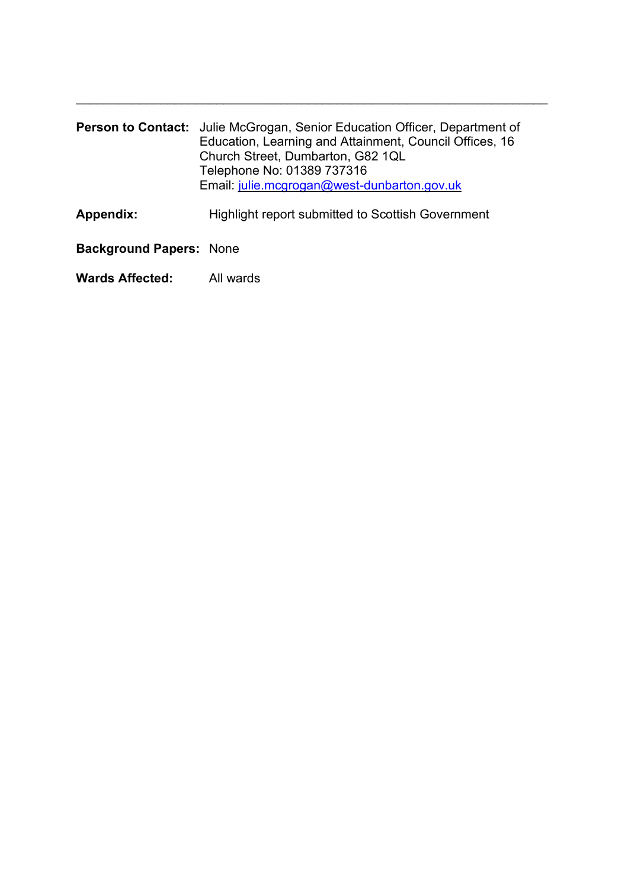---

**Person to Contact:** Julie McGrogan, Senior Education Officer, Department of Education, Learning and Attainment, Council Offices, 16 Church Street, Dumbarton, G82 1QL
Telephone No: 01389 737316
Email: julie.mcgrogan@west-dunbarton.gov.uk

**Appendix:** Highlight report submitted to Scottish Government

**Background Papers:** None

**Wards Affected:** All wards